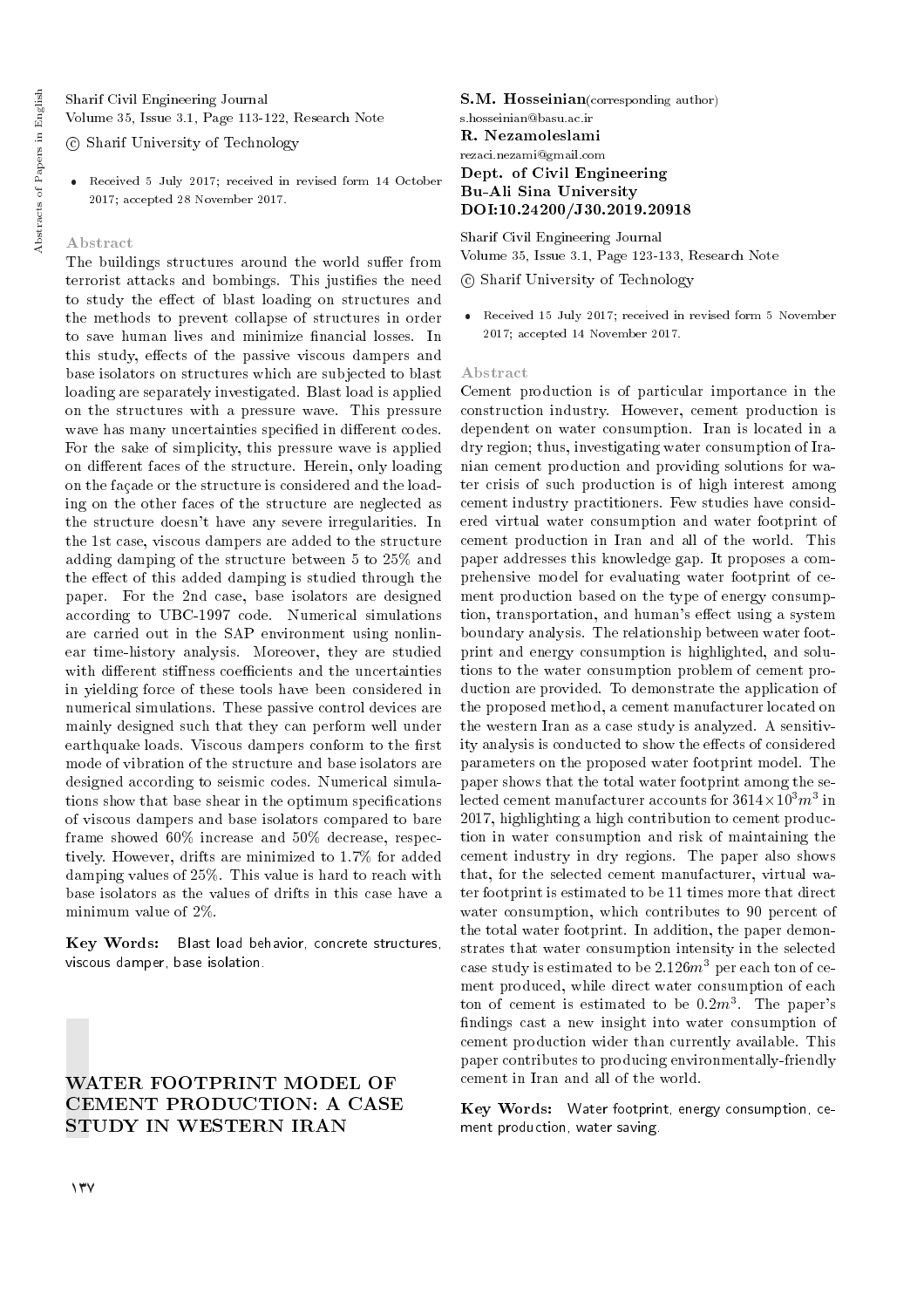Sharif Civil Engineering Journal
Volume 35, Issue 3.1, Page 113-122, Research Note

© Sharif University of Technology

- Received 5 July 2017; received in revised form 14 October 2017; accepted 28 November 2017.

### Abstract

The buildings structures around the world suffer from terrorist attacks and bombings. This justifies the need to study the effect of blast loading on structures and the methods to prevent collapse of structures in order to save human lives and minimize financial losses. In this study, effects of the passive viscous dampers and base isolators on structures which are subjected to blast loading are separately investigated. Blast load is applied on the structures with a pressure wave. This pressure wave has many uncertainties specified in different codes. For the sake of simplicity, this pressure wave is applied on different faces of the structure. Herein, only loading on the façade or the structure is considered and the loading on the other faces of the structure are neglected as the structure doesn't have any severe irregularities. In the 1st case, viscous dampers are added to the structure adding damping of the structure between 5 to 25% and the effect of this added damping is studied through the paper. For the 2nd case, base isolators are designed according to UBC-1997 code. Numerical simulations are carried out in the SAP environment using nonlinear time-history analysis. Moreover, they are studied with different stiffness coefficients and the uncertainties in yielding force of these tools have been considered in numerical simulations. These passive control devices are mainly designed such that they can perform well under earthquake loads. Viscous dampers conform to the first mode of vibration of the structure and base isolators are designed according to seismic codes. Numerical simulations show that base shear in the optimum specifications of viscous dampers and base isolators compared to bare frame showed 60% increase and 50% decrease, respectively. However, drifts are minimized to 1.7% for added damping values of 25%. This value is hard to reach with base isolators as the values of drifts in this case have a minimum value of 2%.

**Key Words:** Blast load behavior, concrete structures, viscous damper, base isolation.

## WATER FOOTPRINT MODEL OF CEMENT PRODUCTION: A CASE STUDY IN WESTERN IRAN

**S.M. Hosseinian** (corresponding author)
s.hosseinian@basu.ac.ir
**R. Nezamoleslami**
rezaei.nezami@gmail.com
**Dept. of Civil Engineering**
**Bu-Ali Sina University**
**DOI:10.24200/J30.2019.20918**

Sharif Civil Engineering Journal
Volume 35, Issue 3.1, Page 123-133, Research Note

© Sharif University of Technology

- Received 15 July 2017; received in revised form 5 November 2017; accepted 14 November 2017.

### Abstract

Cement production is of particular importance in the construction industry. However, cement production is dependent on water consumption. Iran is located in a dry region; thus, investigating water consumption of Iranian cement production and providing solutions for water crisis of such production is of high interest among cement industry practitioners. Few studies have considered virtual water consumption and water footprint of cement production in Iran and all of the world. This paper addresses this knowledge gap. It proposes a comprehensive model for evaluating water footprint of cement production based on the type of energy consumption, transportation, and human's effect using a system boundary analysis. The relationship between water footprint and energy consumption is highlighted, and solutions to the water consumption problem of cement production are provided. To demonstrate the application of the proposed method, a cement manufacturer located on the western Iran as a case study is analyzed. A sensitivity analysis is conducted to show the effects of considered parameters on the proposed water footprint model. The paper shows that the total water footprint among the selected cement manufacturer accounts for $3614 \times 10^3 m^3$ in 2017, highlighting a high contribution to cement production in water consumption and risk of maintaining the cement industry in dry regions. The paper also shows that, for the selected cement manufacturer, virtual water footprint is estimated to be 11 times more that direct water consumption, which contributes to 90 percent of the total water footprint. In addition, the paper demonstrates that water consumption intensity in the selected case study is estimated to be $2.126 m^3$ per each ton of cement produced, while direct water consumption of each ton of cement is estimated to be $0.2 m^3$. The paper's findings cast a new insight into water consumption of cement production wider than currently available. This paper contributes to producing environmentally-friendly cement in Iran and all of the world.

**Key Words:** Water footprint, energy consumption, cement production, water saving.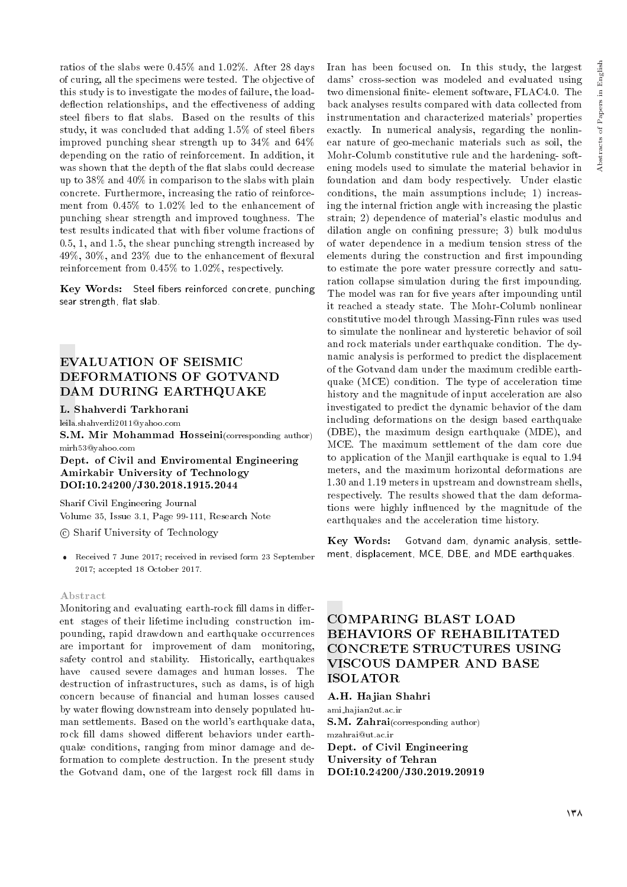ratios of the slabs were 0.45% and 1.02%. After 28 days of curing, all the specimens were tested. The objective of this study is to investigate the modes of failure, the load-deflection relationships, and the effectiveness of adding steel fibers to flat slabs. Based on the results of this study, it was concluded that adding 1.5% of steel fibers improved punching shear strength up to 34% and 64% depending on the ratio of reinforcement. In addition, it was shown that the depth of the flat slabs could decrease up to 38% and 40% in comparison to the slabs with plain concrete. Furthermore, increasing the ratio of reinforcement from 0.45% to 1.02% led to the enhancement of punching shear strength and improved toughness. The test results indicated that with fiber volume fractions of 0.5, 1, and 1.5, the shear punching strength increased by 49%, 30%, and 23% due to the enhancement of flexural reinforcement from 0.45% to 1.02%, respectively.

**Key Words:** Steel fibers reinforced concrete, punching sear strength, flat slab.

## EVALUATION OF SEISMIC DEFORMATIONS OF GOTVAND DAM DURING EARTHQUAKE

**L. Shahverdi Tarkhorani**
leila.shahverdi2011@yahoo.com
**S.M. Mir Mohammad Hosseini**(corresponding author)
mirh53@yahoo.com
**Dept. of Civil and Enviromental Engineering**
**Amirkabir University of Technology**
**DOI:10.24200/J30.2018.1915.2044**

Sharif Civil Engineering Journal
Volume 35, Issue 3.1, Page 99-111, Research Note
© Sharif University of Technology

- Received 7 June 2017; received in revised form 23 September 2017; accepted 18 October 2017.

### Abstract

Monitoring and evaluating earth-rock fill dams in different stages of their lifetime including construction impounding, rapid drawdown and earthquake occurrences are important for improvement of dam monitoring, safety control and stability. Historically, earthquakes have caused severe damages and human losses. The destruction of infrastructures, such as dams, is of high concern because of financial and human losses caused by water flowing downstream into densely populated human settlements. Based on the world's earthquake data, rock fill dams showed different behaviors under earthquake conditions, ranging from minor damage and deformation to complete destruction. In the present study the Gotvand dam, one of the largest rock fill dams in Iran has been focused on. In this study, the largest dams' cross-section was modeled and evaluated using two dimensional finite- element software, FLAC4.0. The back analyses results compared with data collected from instrumentation and characterized materials' properties exactly. In numerical analysis, regarding the nonlinear nature of geo-mechanic materials such as soil, the Mohr-Columb constitutive rule and the hardening- softening models used to simulate the material behavior in foundation and dam body respectively. Under elastic conditions, the main assumptions include; 1) increasing the internal friction angle with increasing the plastic strain; 2) dependence of material's elastic modulus and dilation angle on confining pressure; 3) bulk modulus of water dependence in a medium tension stress of the elements during the construction and first impounding to estimate the pore water pressure correctly and saturation collapse simulation during the first impounding. The model was ran for five years after impounding until it reached a steady state. The Mohr-Columb nonlinear constitutive model through Massing-Finn rules was used to simulate the nonlinear and hysteretic behavior of soil and rock materials under earthquake condition. The dynamic analysis is performed to predict the displacement of the Gotvand dam under the maximum credible earthquake (MCE) condition. The type of acceleration time history and the magnitude of input acceleration are also investigated to predict the dynamic behavior of the dam including deformations on the design based earthquake (DBE), the maximum design earthquake (MDE), and MCE. The maximum settlement of the dam core due to application of the Manjil earthquake is equal to 1.94 meters, and the maximum horizontal deformations are 1.30 and 1.19 meters in upstream and downstream shells, respectively. The results showed that the dam deformations were highly influenced by the magnitude of the earthquakes and the acceleration time history.

**Key Words:** Gotvand dam, dynamic analysis, settlement, displacement, MCE, DBE, and MDE earthquakes.

## COMPARING BLAST LOAD BEHAVIORS OF REHABILITATED CONCRETE STRUCTURES USING VISCOUS DAMPER AND BASE ISOLATOR

**A.H. Hajian Shahri**
ami_hajian2ut.ac.ir
**S.M. Zahrai**(corresponding author)
mzahrai@ut.ac.ir
**Dept. of Civil Engineering**
**University of Tehran**
**DOI:10.24200/J30.2019.20919**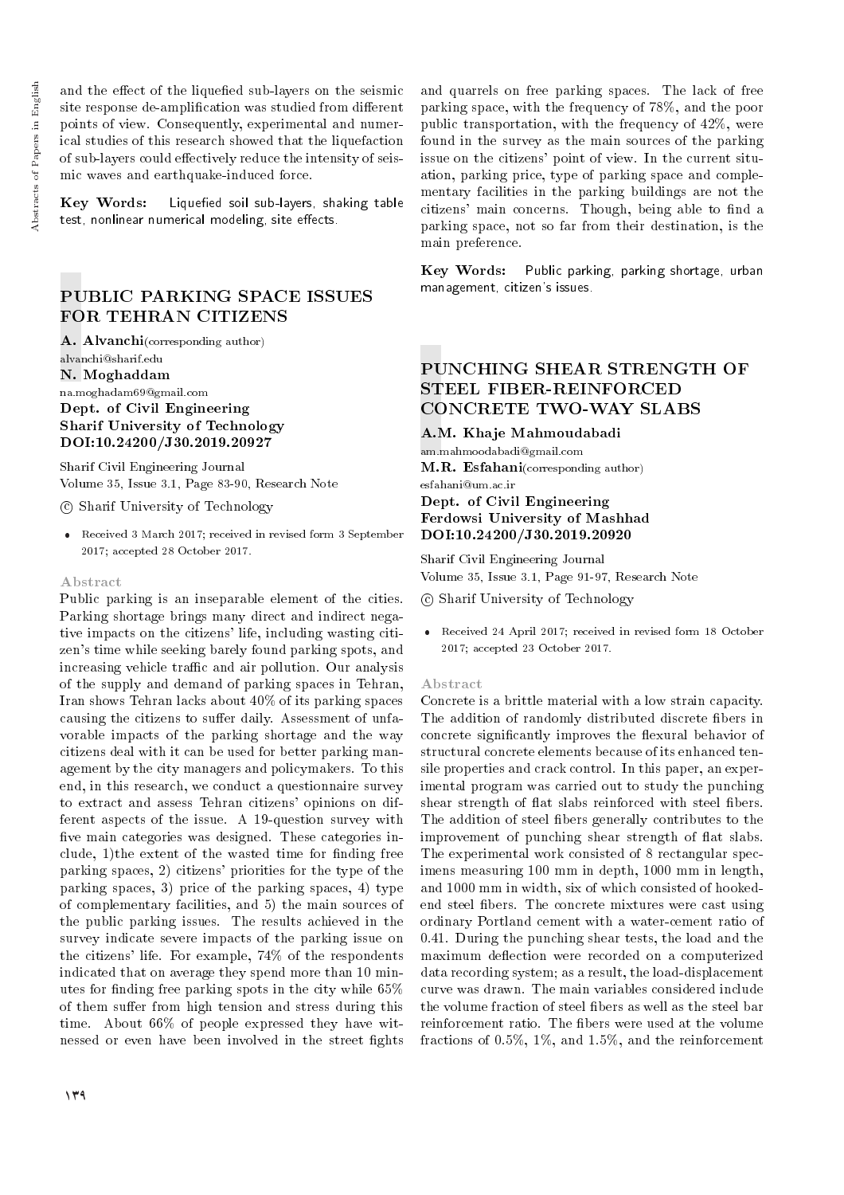and the effect of the liquefied sub-layers on the seismic site response de-amplification was studied from different points of view. Consequently, experimental and numerical studies of this research showed that the liquefaction of sub-layers could effectively reduce the intensity of seismic waves and earthquake-induced force.

**Key Words:** Liquefied soil sub-layers, shaking table test, nonlinear numerical modeling, site effects.

## PUBLIC PARKING SPACE ISSUES FOR TEHRAN CITIZENS

**A. Alvanchi** (corresponding author)
alvanchi@sharif.edu
**N. Moghaddam**
na.moghadam69@gmail.com
**Dept. of Civil Engineering**
**Sharif University of Technology**
**DOI:10.24200/J30.2019.20927**

Sharif Civil Engineering Journal
Volume 35, Issue 3.1, Page 83-90, Research Note

© Sharif University of Technology

- Received 3 March 2017; received in revised form 3 September 2017; accepted 28 October 2017.

### Abstract

Public parking is an inseparable element of the cities. Parking shortage brings many direct and indirect negative impacts on the citizens' life, including wasting citizen's time while seeking barely found parking spots, and increasing vehicle traffic and air pollution. Our analysis of the supply and demand of parking spaces in Tehran, Iran shows Tehran lacks about 40% of its parking spaces causing the citizens to suffer daily. Assessment of unfavorable impacts of the parking shortage and the way citizens deal with it can be used for better parking management by the city managers and policymakers. To this end, in this research, we conduct a questionnaire survey to extract and assess Tehran citizens' opinions on different aspects of the issue. A 19-question survey with five main categories was designed. These categories include, 1)the extent of the wasted time for finding free parking spaces, 2) citizens' priorities for the type of the parking spaces, 3) price of the parking spaces, 4) type of complementary facilities, and 5) the main sources of the public parking issues. The results achieved in the survey indicate severe impacts of the parking issue on the citizens' life. For example, 74% of the respondents indicated that on average they spend more than 10 minutes for finding free parking spots in the city while 65% of them suffer from high tension and stress during this time. About 66% of people expressed they have witnessed or even have been involved in the street fights and quarrels on free parking spaces. The lack of free parking space, with the frequency of 78%, and the poor public transportation, with the frequency of 42%, were found in the survey as the main sources of the parking issue on the citizens' point of view. In the current situation, parking price, type of parking space and complementary facilities in the parking buildings are not the citizens' main concerns. Though, being able to find a parking space, not so far from their destination, is the main preference.

**Key Words:** Public parking, parking shortage, urban management, citizen's issues.

## PUNCHING SHEAR STRENGTH OF STEEL FIBER-REINFORCED CONCRETE TWO-WAY SLABS

**A.M. Khaje Mahmoudabadi**
am.mahmoodabadi@gmail.com
**M.R. Esfahani** (corresponding author)
esfahani@um.ac.ir
**Dept. of Civil Engineering**
**Ferdowsi University of Mashhad**
**DOI:10.24200/J30.2019.20920**

Sharif Civil Engineering Journal
Volume 35, Issue 3.1, Page 91-97, Research Note

© Sharif University of Technology

- Received 24 April 2017; received in revised form 18 October 2017; accepted 23 October 2017.

### Abstract

Concrete is a brittle material with a low strain capacity. The addition of randomly distributed discrete fibers in concrete significantly improves the flexural behavior of structural concrete elements because of its enhanced tensile properties and crack control. In this paper, an experimental program was carried out to study the punching shear strength of flat slabs reinforced with steel fibers. The addition of steel fibers generally contributes to the improvement of punching shear strength of flat slabs. The experimental work consisted of 8 rectangular specimens measuring 100 mm in depth, 1000 mm in length, and 1000 mm in width, six of which consisted of hooked-end steel fibers. The concrete mixtures were cast using ordinary Portland cement with a water-cement ratio of 0.41. During the punching shear tests, the load and the maximum deflection were recorded on a computerized data recording system; as a result, the load-displacement curve was drawn. The main variables considered include the volume fraction of steel fibers as well as the steel bar reinforcement ratio. The fibers were used at the volume fractions of 0.5%, 1%, and 1.5%, and the reinforcement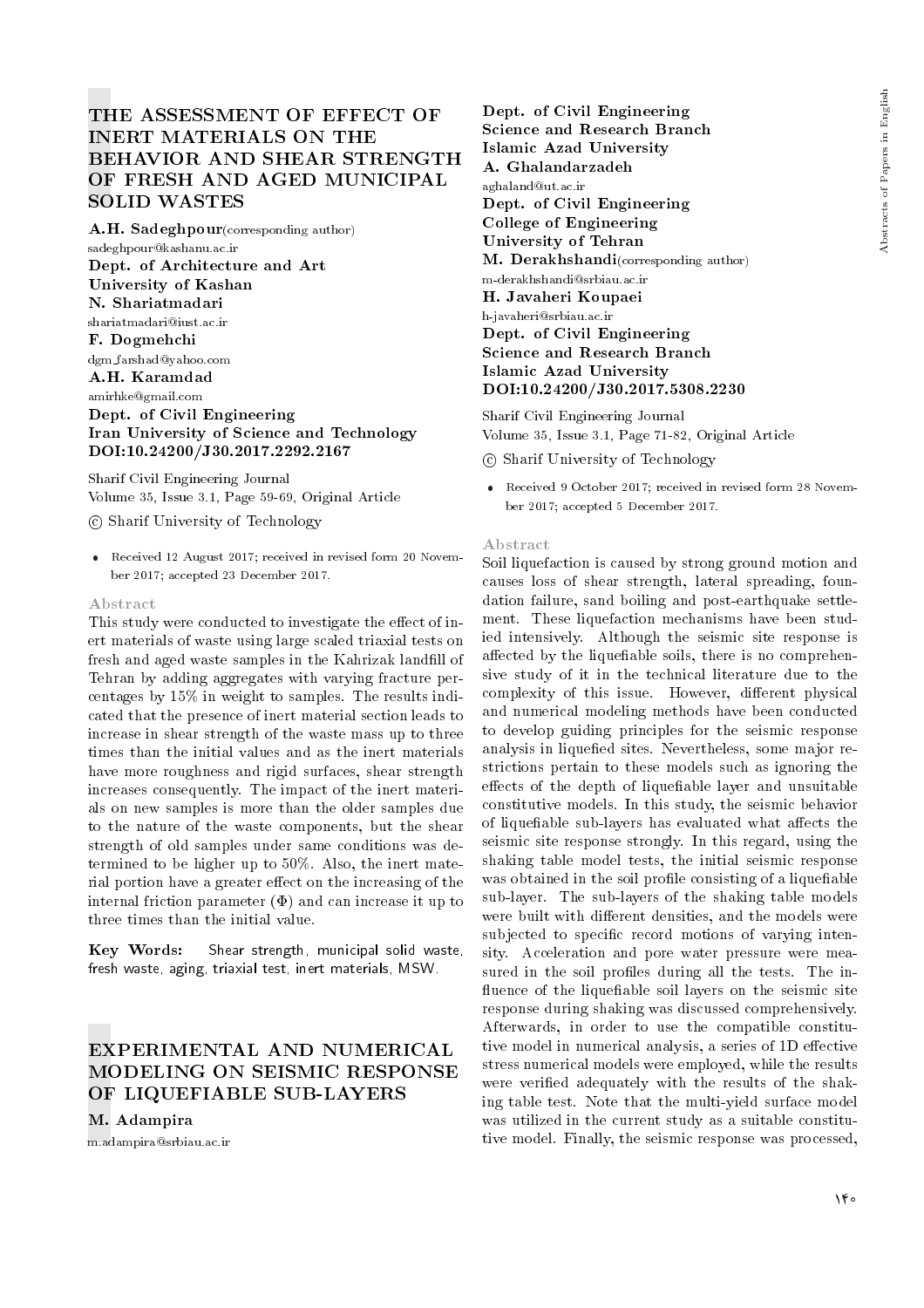# THE ASSESSMENT OF EFFECT OF INERT MATERIALS ON THE BEHAVIOR AND SHEAR STRENGTH OF FRESH AND AGED MUNICIPAL SOLID WASTES

**A.H. Sadeghpour**(corresponding author)
sadeghpour@kashanu.ac.ir
**Dept. of Architecture and Art**
**University of Kashan**
**N. Shariatmadari**
shariatmadari@iust.ac.ir
**F. Dogmehchi**
dgm_farshad@yahoo.com
**A.H. Karamdad**
amirhke@gmail.com
**Dept. of Civil Engineering**
**Iran University of Science and Technology**
**DOI:10.24200/J30.2017.2292.2167**

Sharif Civil Engineering Journal
Volume 35, Issue 3.1, Page 59-69, Original Article

© Sharif University of Technology

- Received 12 August 2017; received in revised form 20 November 2017; accepted 23 December 2017.

### Abstract

This study were conducted to investigate the effect of inert materials of waste using large scaled triaxial tests on fresh and aged waste samples in the Kahrizak landfill of Tehran by adding aggregates with varying fracture percentages by 15% in weight to samples. The results indicated that the presence of inert material section leads to increase in shear strength of the waste mass up to three times than the initial values and as the inert materials have more roughness and rigid surfaces, shear strength increases consequently. The impact of the inert materials on new samples is more than the older samples due to the nature of the waste components, but the shear strength of old samples under same conditions was determined to be higher up to 50%. Also, the inert material portion have a greater effect on the increasing of the internal friction parameter ($\Phi$) and can increase it up to three times than the initial value.

**Key Words:** Shear strength, municipal solid waste, fresh waste, aging, triaxial test, inert materials, MSW.

# EXPERIMENTAL AND NUMERICAL MODELING ON SEISMIC RESPONSE OF LIQUEFIABLE SUB-LAYERS

**M. Adampira**
m.adampira@srbiau.ac.ir
**Dept. of Civil Engineering**
**Science and Research Branch**
**Islamic Azad University**
**A. Ghalandarzadeh**
aghaland@ut.ac.ir
**Dept. of Civil Engineering**
**College of Engineering**
**University of Tehran**
**M. Derakhshandi**(corresponding author)
m-derakhshandi@srbiau.ac.ir
**H. Javaheri Koupaei**
h-javaheri@srbiau.ac.ir
**Dept. of Civil Engineering**
**Science and Research Branch**
**Islamic Azad University**
**DOI:10.24200/J30.2017.5308.2230**

Sharif Civil Engineering Journal
Volume 35, Issue 3.1, Page 71-82, Original Article

© Sharif University of Technology

- Received 9 October 2017; received in revised form 28 November 2017; accepted 5 December 2017.

### Abstract

Soil liquefaction is caused by strong ground motion and causes loss of shear strength, lateral spreading, foundation failure, sand boiling and post-earthquake settlement. These liquefaction mechanisms have been studied intensively. Although the seismic site response is affected by the liquefiable soils, there is no comprehensive study of it in the technical literature due to the complexity of this issue. However, different physical and numerical modeling methods have been conducted to develop guiding principles for the seismic response analysis in liquefied sites. Nevertheless, some major restrictions pertain to these models such as ignoring the effects of the depth of liquefiable layer and unsuitable constitutive models. In this study, the seismic behavior of liquefiable sub-layers has evaluated what affects the seismic site response strongly. In this regard, using the shaking table model tests, the initial seismic response was obtained in the soil profile consisting of a liquefiable sub-layer. The sub-layers of the shaking table models were built with different densities, and the models were subjected to specific record motions of varying intensity. Acceleration and pore water pressure were measured in the soil profiles during all the tests. The influence of the liquefiable soil layers on the seismic site response during shaking was discussed comprehensively. Afterwards, in order to use the compatible constitutive model in numerical analysis, a series of 1D effective stress numerical models were employed, while the results were verified adequately with the results of the shaking table test. Note that the multi-yield surface model was utilized in the current study as a suitable constitutive model. Finally, the seismic response was processed,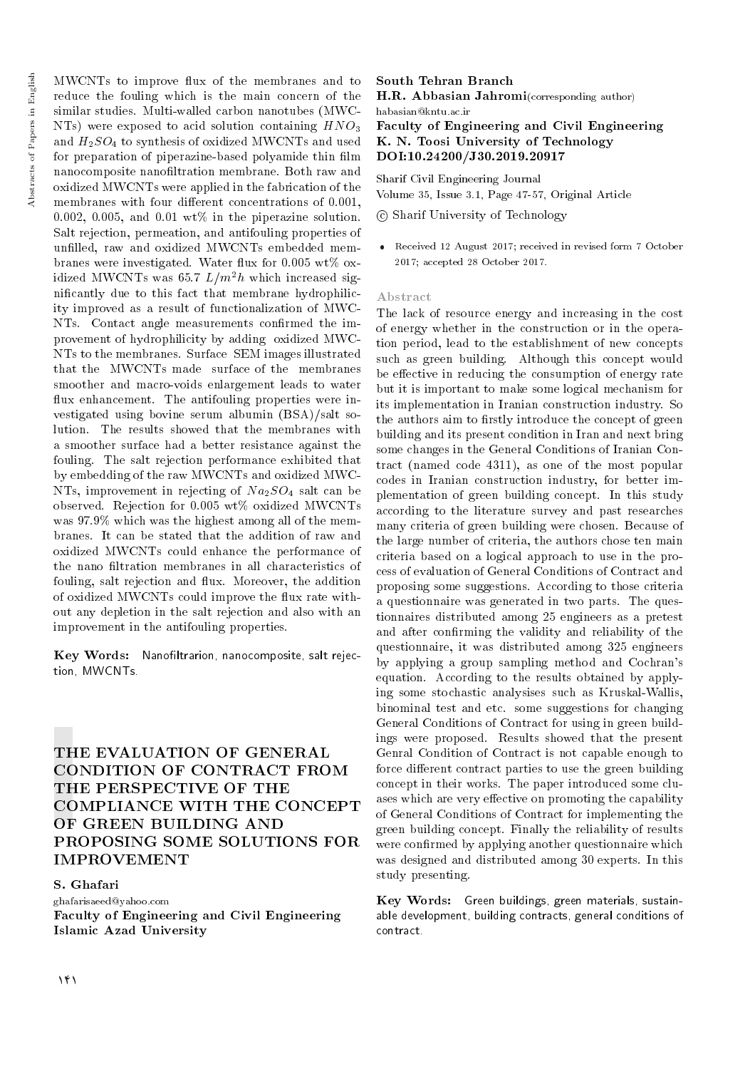MWCNTs to improve flux of the membranes and to reduce the fouling which is the main concern of the similar studies. Multi-walled carbon nanotubes (MWCNTs) were exposed to acid solution containing $HNO_3$ and $H_2SO_4$ to synthesis of oxidized MWCNTs and used for preparation of piperazine-based polyamide thin film nanocomposite nanofiltration membrane. Both raw and oxidized MWCNTs were applied in the fabrication of the membranes with four different concentrations of 0.001, 0.002, 0.005, and 0.01 wt% in the piperazine solution. Salt rejection, permeation, and antifouling properties of unfilled, raw and oxidized MWCNTs embedded membranes were investigated. Water flux for 0.005 wt% oxidized MWCNTs was 65.7 $L/m^2h$ which increased significantly due to this fact that membrane hydrophilicity improved as a result of functionalization of MWCNTs. Contact angle measurements confirmed the improvement of hydrophilicity by adding oxidized MWCNTs to the membranes. Surface SEM images illustrated that the MWCNTs made surface of the membranes smoother and macro-voids enlargement leads to water flux enhancement. The antifouling properties were investigated using bovine serum albumin (BSA)/salt solution. The results showed that the membranes with a smoother surface had a better resistance against the fouling. The salt rejection performance exhibited that by embedding of the raw MWCNTs and oxidized MWCNTs, improvement in rejecting of $Na_2SO_4$ salt can be observed. Rejection for 0.005 wt% oxidized MWCNTs was 97.9% which was the highest among all of the membranes. It can be stated that the addition of raw and oxidized MWCNTs could enhance the performance of the nano filtration membranes in all characteristics of fouling, salt rejection and flux. Moreover, the addition of oxidized MWCNTs could improve the flux rate without any depletion in the salt rejection and also with an improvement in the antifouling properties.

**Key Words:** Nanofiltrarion, nanocomposite, salt rejection, MWCNTs.

# THE EVALUATION OF GENERAL CONDITION OF CONTRACT FROM THE PERSPECTIVE OF THE COMPLIANCE WITH THE CONCEPT OF GREEN BUILDING AND PROPOSING SOME SOLUTIONS FOR IMPROVEMENT

**S. Ghafari**
ghafarisaeed@yahoo.com
**Faculty of Engineering and Civil Engineering**
**Islamic Azad University**
**South Tehran Branch**
**H.R. Abbasian Jahromi**(corresponding author)
habasian@kntu.ac.ir
**Faculty of Engineering and Civil Engineering**
**K. N. Toosi University of Technology**
**DOI:10.24200/J30.2019.20917**

Sharif Civil Engineering Journal
Volume 35, Issue 3.1, Page 47-57, Original Article

© Sharif University of Technology

- Received 12 August 2017; received in revised form 7 October 2017; accepted 28 October 2017.

### Abstract

The lack of resource energy and increasing in the cost of energy whether in the construction or in the operation period, lead to the establishment of new concepts such as green building. Although this concept would be effective in reducing the consumption of energy rate but it is important to make some logical mechanism for its implementation in Iranian construction industry. So the authors aim to firstly introduce the concept of green building and its present condition in Iran and next bring some changes in the General Conditions of Iranian Contract (named code 4311), as one of the most popular codes in Iranian construction industry, for better implementation of green building concept. In this study according to the literature survey and past researches many criteria of green building were chosen. Because of the large number of criteria, the authors chose ten main criteria based on a logical approach to use in the process of evaluation of General Conditions of Contract and proposing some suggestions. According to those criteria a questionnaire was generated in two parts. The questionnaires distributed among 25 engineers as a pretest and after confirming the validity and reliability of the questionnaire, it was distributed among 325 engineers by applying a group sampling method and Cochran's equation. According to the results obtained by applying some stochastic analysises such as Kruskal-Wallis, binominal test and etc. some suggestions for changing General Conditions of Contract for using in green buildings were proposed. Results showed that the present Genral Condition of Contract is not capable enough to force different contract parties to use the green building concept in their works. The paper introduced some cluases which are very effective on promoting the capability of General Conditions of Contract for implementing the green building concept. Finally the reliability of results were confirmed by applying another questionnaire which was designed and distributed among 30 experts. In this study presenting.

**Key Words:** Green buildings, green materials, sustainable development, building contracts, general conditions of contract.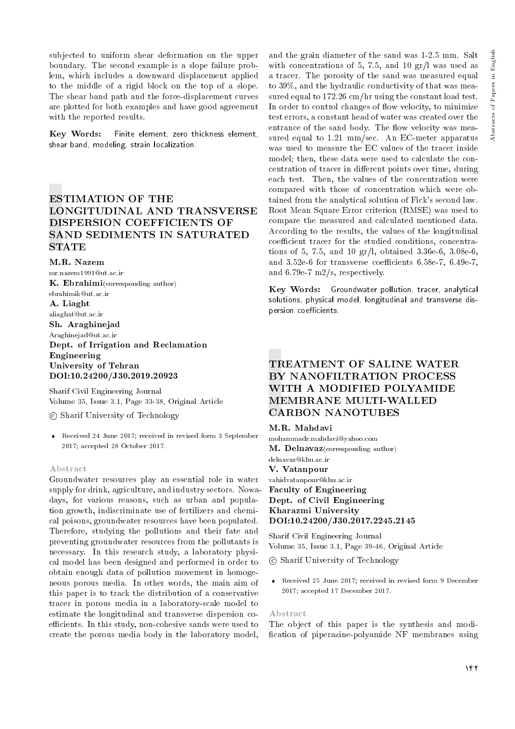subjected to uniform shear deformation on the upper boundary. The second example is a slope failure problem, which includes a downward displacement applied to the middle of a rigid block on the top of a slope. The shear band path and the force-displacement curves are plotted for both examples and have good agreement with the reported results.

**Key Words:** Finite element, zero thickness element, shear band, modeling, strain localization.

## ESTIMATION OF THE LONGITUDINAL AND TRANSVERSE DISPERSION COEFFICIENTS OF SAND SEDIMENTS IN SATURATED STATE

**M.R. Nazem**
mr.nazem1991@ut.ac.ir
**K. Ebrahimi**(corresponding author)
ebrahimik@ut.ac.ir
**A. Liaght**
aliaghat@ut.ac.ir
**Sh. Araghinejad**
Araghinejad@ut.ac.ir
**Dept. of Irrigation and Reclamation Engineering**
**University of Tehran**
**DOI:10.24200/J30.2019.20923**

Sharif Civil Engineering Journal
Volume 35, Issue 3.1, Page 33-38, Original Article

© Sharif University of Technology

- Received 24 June 2017; received in revised form 3 September 2017; accepted 28 October 2017.

### Abstract

Groundwater resources play an essential role in water supply for drink, agriculture, and industry sectors. Nowadays, for various reasons, such as urban and population growth, indiscriminate use of fertilizers and chemical poisons, groundwater resources have been populated. Therefore, studying the pollutions and their fate and preventing groundwater resources from the pollutants is necessary. In this research study, a laboratory physical model has been designed and performed in order to obtain enough data of pollution movement in homogeneous porous media. In other words, the main aim of this paper is to track the distribution of a conservative tracer in porous media in a laboratory-scale model to estimate the longitudinal and transverse dispersion coefficients. In this study, non-cohesive sands were used to create the porous media body in the laboratory model, and the grain diameter of the sand was 1-2.5 mm. Salt with concentrations of 5, 7.5, and 10 gr/l was used as a tracer. The porosity of the sand was measured equal to 39%, and the hydraulic conductivity of that was measured equal to 172.26 cm/hr using the constant load test. In order to control changes of flow velocity, to minimize test errors, a constant head of water was created over the entrance of the sand body. The flow velocity was measured equal to 1.21 mm/sec. An EC-meter apparatus was used to measure the EC values of the tracer inside model; then, these data were used to calculate the concentration of tracer in different points over time, during each test. Then, the values of the concentration were compared with those of concentration which were obtained from the analytical solution of Fick's second law. Root Mean Square Error criterion (RMSE) was used to compare the measured and calculated mentioned data. According to the results, the values of the longitudinal coefficient tracer for the studied conditions, concentrations of 5, 7.5, and 10 gr/l, obtained 3.36e-6, 3.08e-6, and 3.52e-6 for transverse coefficients 6.58e-7, 6.49e-7, and 6.79e-7 m2/s, respectively.

**Key Words:** Groundwater pollution, tracer, analytical solutions, physical model, longitudinal and transverse dispersion coefficients.

## TREATMENT OF SALINE WATER BY NANOFILTRATION PROCESS WITH A MODIFIED POLYAMIDE MEMBRANE MULTI-WALLED CARBON NANOTUBES

**M.R. Mahdavi**
mohammadr.mahdavi@yahoo.com
**M. Delnavaz**(corresponding author)
delnavaz@khu.ac.ir
**V. Vatanpour**
vahidvatanpour@khu.ac.ir
**Faculty of Engineering**
**Dept. of Civil Engineering**
**Kharazmi University**
**DOI:10.24200/J30.2017.2245.2145**

Sharif Civil Engineering Journal
Volume 35, Issue 3.1, Page 39-46, Original Article

© Sharif University of Technology

- Received 25 June 2017; received in revised form 9 December 2017; accepted 17 December 2017.

### Abstract

The object of this paper is the synthesis and modification of piperazine-polyamide NF membranes using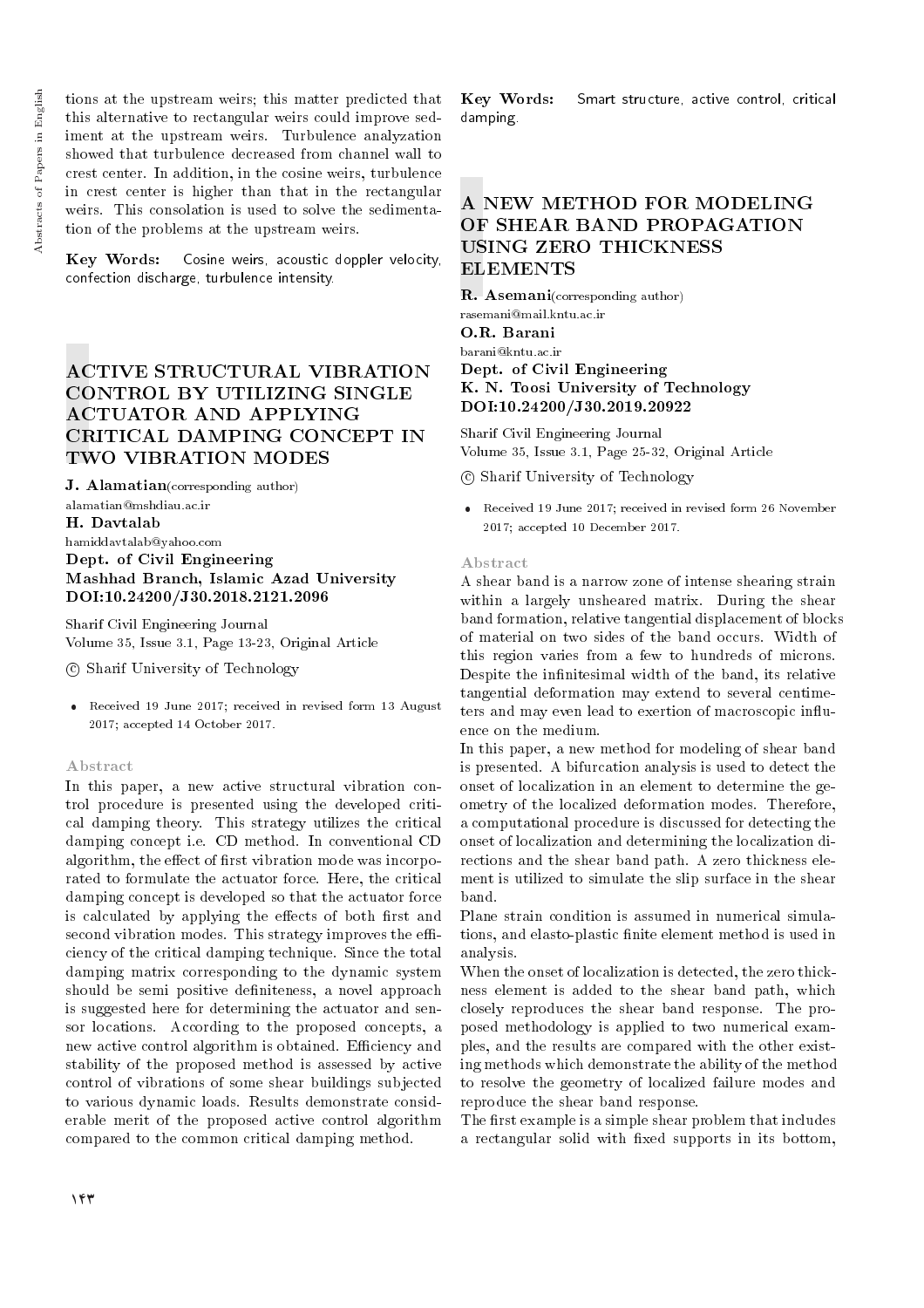tions at the upstream weirs; this matter predicted that this alternative to rectangular weirs could improve sediment at the upstream weirs. Turbulence analyzation showed that turbulence decreased from channel wall to crest center. In addition, in the cosine weirs, turbulence in crest center is higher than that in the rectangular weirs. This consolation is used to solve the sedimentation of the problems at the upstream weirs.

**Key Words:** Cosine weirs, acoustic doppler velocity, confection discharge, turbulence intensity.

## ACTIVE STRUCTURAL VIBRATION CONTROL BY UTILIZING SINGLE ACTUATOR AND APPLYING CRITICAL DAMPING CONCEPT IN TWO VIBRATION MODES

**J. Alamatian** (corresponding author)
alamatian@mshdiau.ac.ir
**H. Davtalab**
hamiddavtalab@yahoo.com
**Dept. of Civil Engineering**
**Mashhad Branch, Islamic Azad University**
**DOI:10.24200/J30.2018.2121.2096**

Sharif Civil Engineering Journal
Volume 35, Issue 3.1, Page 13-23, Original Article

© Sharif University of Technology

- Received 19 June 2017; received in revised form 13 August 2017; accepted 14 October 2017.

### Abstract

In this paper, a new active structural vibration control procedure is presented using the developed critical damping theory. This strategy utilizes the critical damping concept i.e. CD method. In conventional CD algorithm, the effect of first vibration mode was incorporated to formulate the actuator force. Here, the critical damping concept is developed so that the actuator force is calculated by applying the effects of both first and second vibration modes. This strategy improves the efficiency of the critical damping technique. Since the total damping matrix corresponding to the dynamic system should be semi positive definiteness, a novel approach is suggested here for determining the actuator and sensor locations. According to the proposed concepts, a new active control algorithm is obtained. Efficiency and stability of the proposed method is assessed by active control of vibrations of some shear buildings subjected to various dynamic loads. Results demonstrate considerable merit of the proposed active control algorithm compared to the common critical damping method.

**Key Words:** Smart structure, active control, critical damping.

## A NEW METHOD FOR MODELING OF SHEAR BAND PROPAGATION USING ZERO THICKNESS ELEMENTS

**R. Asemani** (corresponding author)
rasemani@mail.kntu.ac.ir
**O.R. Barani**
barani@kntu.ac.ir
**Dept. of Civil Engineering**
**K. N. Toosi University of Technology**
**DOI:10.24200/J30.2019.20922**

Sharif Civil Engineering Journal
Volume 35, Issue 3.1, Page 25-32, Original Article

© Sharif University of Technology

- Received 19 June 2017; received in revised form 26 November 2017; accepted 10 December 2017.

### Abstract

A shear band is a narrow zone of intense shearing strain within a largely unsheared matrix. During the shear band formation, relative tangential displacement of blocks of material on two sides of the band occurs. Width of this region varies from a few to hundreds of microns. Despite the infinitesimal width of the band, its relative tangential deformation may extend to several centimeters and may even lead to exertion of macroscopic influence on the medium.

In this paper, a new method for modeling of shear band is presented. A bifurcation analysis is used to detect the onset of localization in an element to determine the geometry of the localized deformation modes. Therefore, a computational procedure is discussed for detecting the onset of localization and determining the localization directions and the shear band path. A zero thickness element is utilized to simulate the slip surface in the shear band.

Plane strain condition is assumed in numerical simulations, and elasto-plastic finite element method is used in analysis.

When the onset of localization is detected, the zero thickness element is added to the shear band path, which closely reproduces the shear band response. The proposed methodology is applied to two numerical examples, and the results are compared with the other existing methods which demonstrate the ability of the method to resolve the geometry of localized failure modes and reproduce the shear band response.

The first example is a simple shear problem that includes a rectangular solid with fixed supports in its bottom,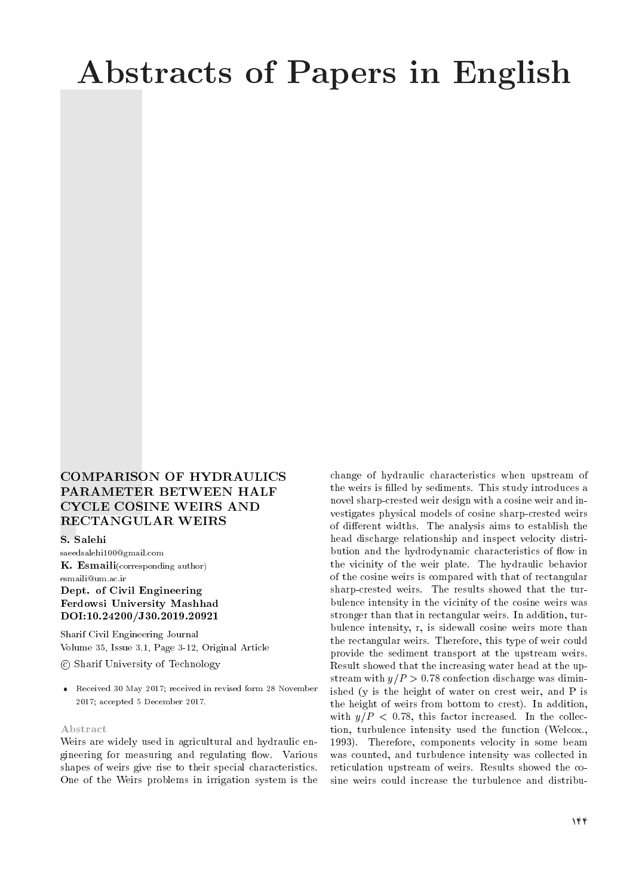# Abstracts of Papers in English

## COMPARISON OF HYDRAULICS PARAMETER BETWEEN HALF CYCLE COSINE WEIRS AND RECTANGULAR WEIRS

**S. Salehi**
saeedsalehi100@gmail.com
**K. Esmaili**(corresponding author)
esmaili@um.ac.ir
**Dept. of Civil Engineering**
**Ferdowsi University Mashhad**
**DOI:10.24200/J30.2019.20921**

Sharif Civil Engineering Journal
Volume 35, Issue 3.1, Page 3-12, Original Article
© Sharif University of Technology

- Received 30 May 2017; received in revised form 28 November 2017; accepted 5 December 2017.

### Abstract

Weirs are widely used in agricultural and hydraulic engineering for measuring and regulating flow. Various shapes of weirs give rise to their special characteristics. One of the Weirs problems in irrigation system is the change of hydraulic characteristics when upstream of the weirs is filled by sediments. This study introduces a novel sharp-crested weir design with a cosine weir and investigates physical models of cosine sharp-crested weirs of different widths. The analysis aims to establish the head discharge relationship and inspect velocity distribution and the hydrodynamic characteristics of flow in the vicinity of the weir plate. The hydraulic behavior of the cosine weirs is compared with that of rectangular sharp-crested weirs. The results showed that the turbulence intensity in the vicinity of the cosine weirs was stronger than that in rectangular weirs. In addition, turbulence intensity, r, is sidewall cosine weirs more than the rectangular weirs. Therefore, this type of weir could provide the sediment transport at the upstream weirs. Result showed that the increasing water head at the upstream with $y/P > 0.78$ confection discharge was diminished (y is the height of water on crest weir, and P is the height of weirs from bottom to crest). In addition, with $y/P < 0.78$, this factor increased. In the collection, turbulence intensity used the function (Welcox., 1993). Therefore, components velocity in some beam was counted, and turbulence intensity was collected in reticulation upstream of weirs. Results showed the cosine weirs could increase the turbulence and distribu-